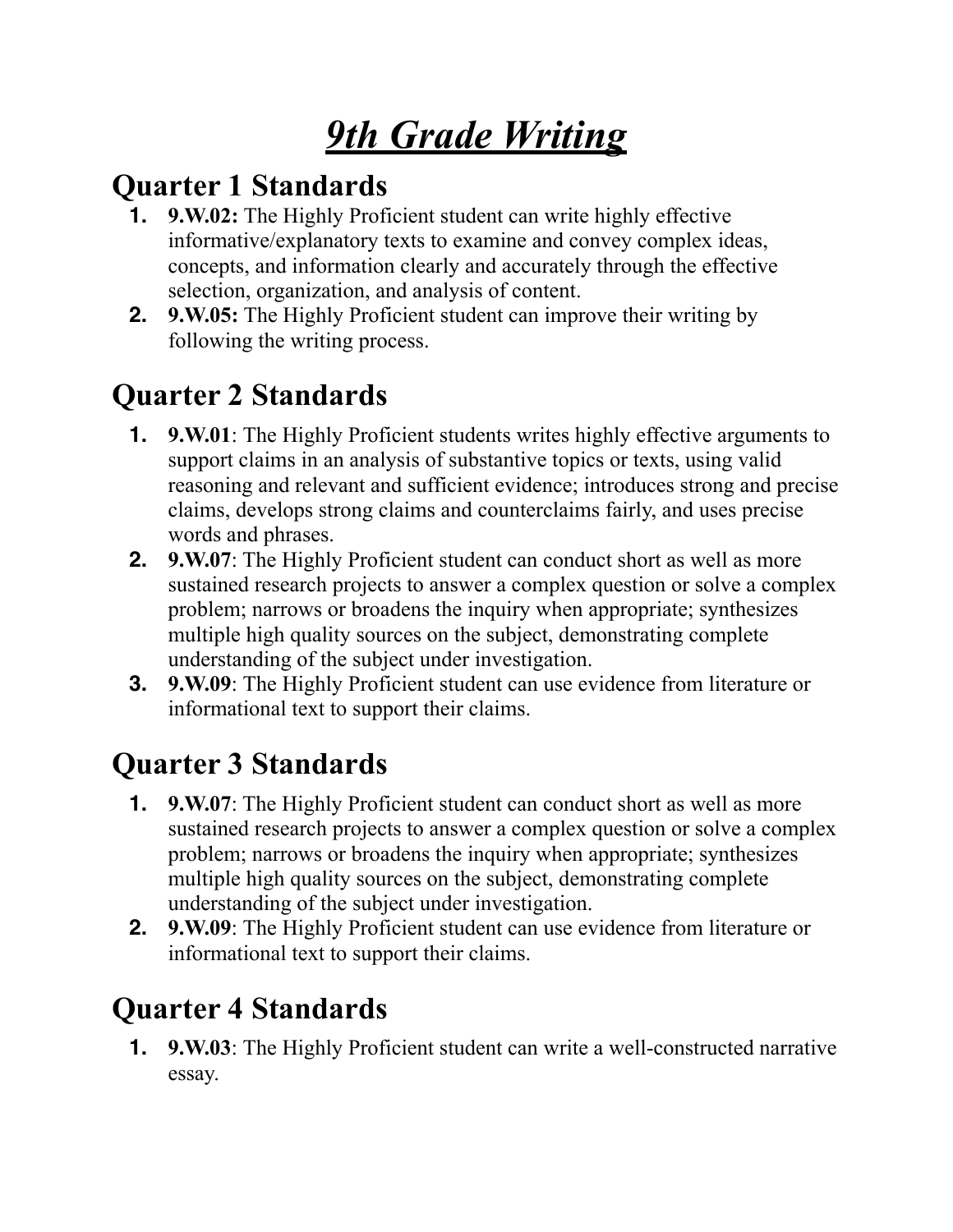# *9th Grade Writing*

## Quarter 1 Standards

1. **9.W.02:** The Highly Proficient student can write highly effective informative/explanatory texts to examine and convey complex ideas, concepts, and information clearly and accurately through the effective selection, organization, and analysis of content.
2. **9.W.05:** The Highly Proficient student can improve their writing by following the writing process.

## Quarter 2 Standards

1. **9.W.01**: The Highly Proficient students writes highly effective arguments to support claims in an analysis of substantive topics or texts, using valid reasoning and relevant and sufficient evidence; introduces strong and precise claims, develops strong claims and counterclaims fairly, and uses precise words and phrases.
2. **9.W.07**: The Highly Proficient student can conduct short as well as more sustained research projects to answer a complex question or solve a complex problem; narrows or broadens the inquiry when appropriate; synthesizes multiple high quality sources on the subject, demonstrating complete understanding of the subject under investigation.
3. **9.W.09**: The Highly Proficient student can use evidence from literature or informational text to support their claims.

## Quarter 3 Standards

1. **9.W.07**: The Highly Proficient student can conduct short as well as more sustained research projects to answer a complex question or solve a complex problem; narrows or broadens the inquiry when appropriate; synthesizes multiple high quality sources on the subject, demonstrating complete understanding of the subject under investigation.
2. **9.W.09**: The Highly Proficient student can use evidence from literature or informational text to support their claims.

## Quarter 4 Standards

1. **9.W.03**: The Highly Proficient student can write a well-constructed narrative essay.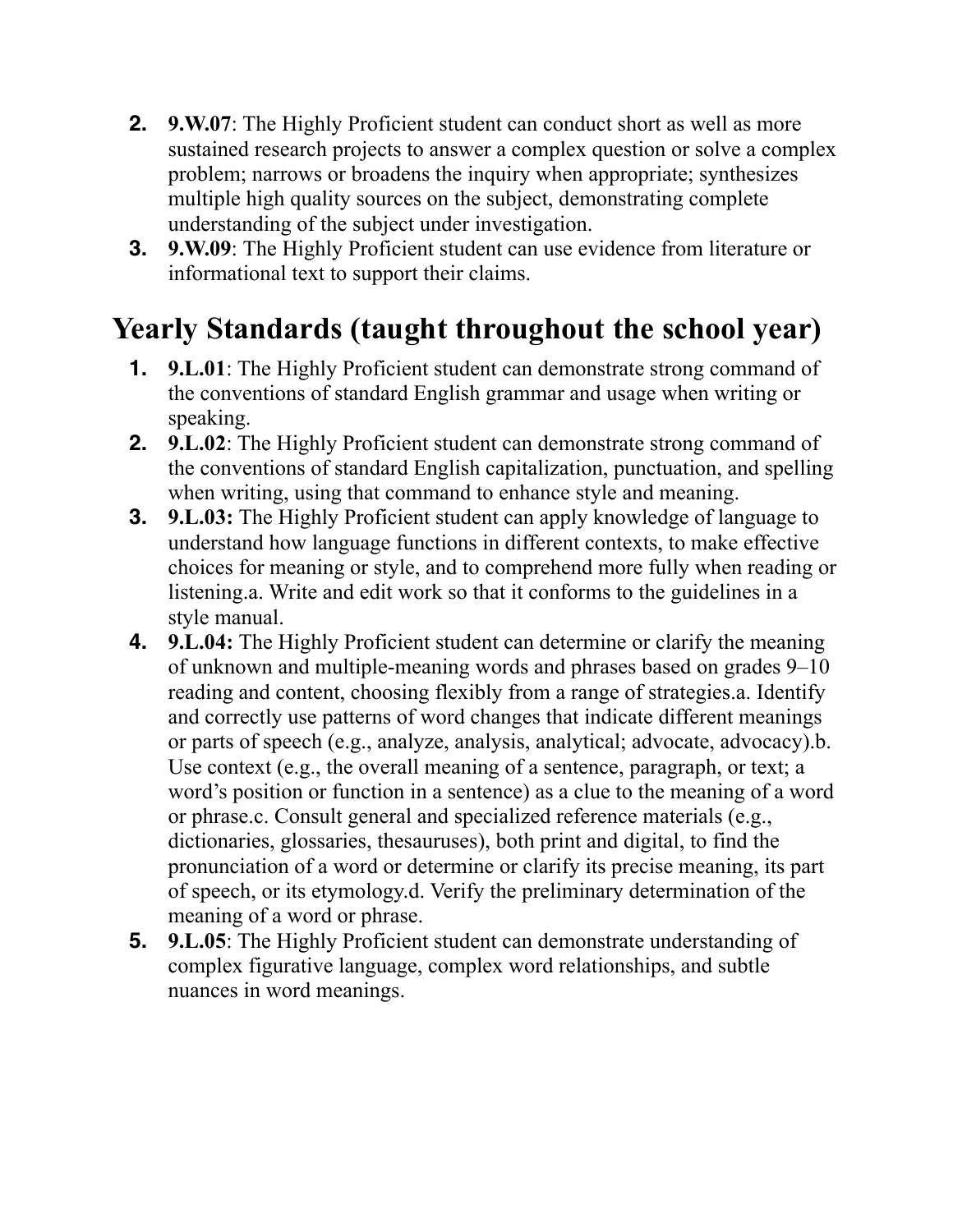2. **9.W.07**: The Highly Proficient student can conduct short as well as more sustained research projects to answer a complex question or solve a complex problem; narrows or broadens the inquiry when appropriate; synthesizes multiple high quality sources on the subject, demonstrating complete understanding of the subject under investigation.
3. **9.W.09**: The Highly Proficient student can use evidence from literature or informational text to support their claims.

# Yearly Standards (taught throughout the school year)

1. **9.L.01**: The Highly Proficient student can demonstrate strong command of the conventions of standard English grammar and usage when writing or speaking.
2. **9.L.02**: The Highly Proficient student can demonstrate strong command of the conventions of standard English capitalization, punctuation, and spelling when writing, using that command to enhance style and meaning.
3. **9.L.03:** The Highly Proficient student can apply knowledge of language to understand how language functions in different contexts, to make effective choices for meaning or style, and to comprehend more fully when reading or listening.a. Write and edit work so that it conforms to the guidelines in a style manual.
4. **9.L.04:** The Highly Proficient student can determine or clarify the meaning of unknown and multiple-meaning words and phrases based on grades 9–10 reading and content, choosing flexibly from a range of strategies.a. Identify and correctly use patterns of word changes that indicate different meanings or parts of speech (e.g., analyze, analysis, analytical; advocate, advocacy).b. Use context (e.g., the overall meaning of a sentence, paragraph, or text; a word's position or function in a sentence) as a clue to the meaning of a word or phrase.c. Consult general and specialized reference materials (e.g., dictionaries, glossaries, thesauruses), both print and digital, to find the pronunciation of a word or determine or clarify its precise meaning, its part of speech, or its etymology.d. Verify the preliminary determination of the meaning of a word or phrase.
5. **9.L.05**: The Highly Proficient student can demonstrate understanding of complex figurative language, complex word relationships, and subtle nuances in word meanings.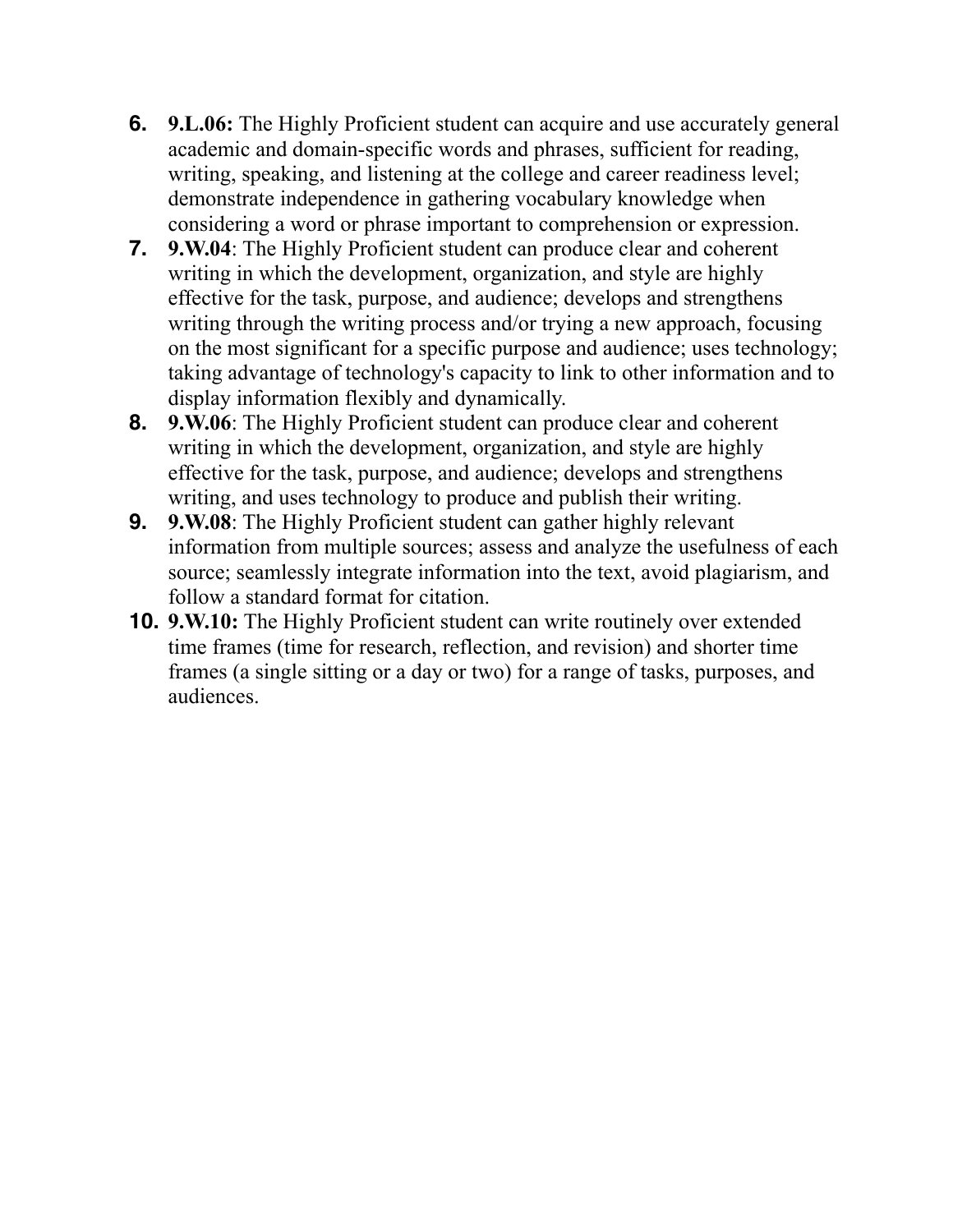6. **9.L.06:** The Highly Proficient student can acquire and use accurately general academic and domain-specific words and phrases, sufficient for reading, writing, speaking, and listening at the college and career readiness level; demonstrate independence in gathering vocabulary knowledge when considering a word or phrase important to comprehension or expression.
7. **9.W.04**: The Highly Proficient student can produce clear and coherent writing in which the development, organization, and style are highly effective for the task, purpose, and audience; develops and strengthens writing through the writing process and/or trying a new approach, focusing on the most significant for a specific purpose and audience; uses technology; taking advantage of technology's capacity to link to other information and to display information flexibly and dynamically.
8. **9.W.06**: The Highly Proficient student can produce clear and coherent writing in which the development, organization, and style are highly effective for the task, purpose, and audience; develops and strengthens writing, and uses technology to produce and publish their writing.
9. **9.W.08**: The Highly Proficient student can gather highly relevant information from multiple sources; assess and analyze the usefulness of each source; seamlessly integrate information into the text, avoid plagiarism, and follow a standard format for citation.
10. **9.W.10:** The Highly Proficient student can write routinely over extended time frames (time for research, reflection, and revision) and shorter time frames (a single sitting or a day or two) for a range of tasks, purposes, and audiences.